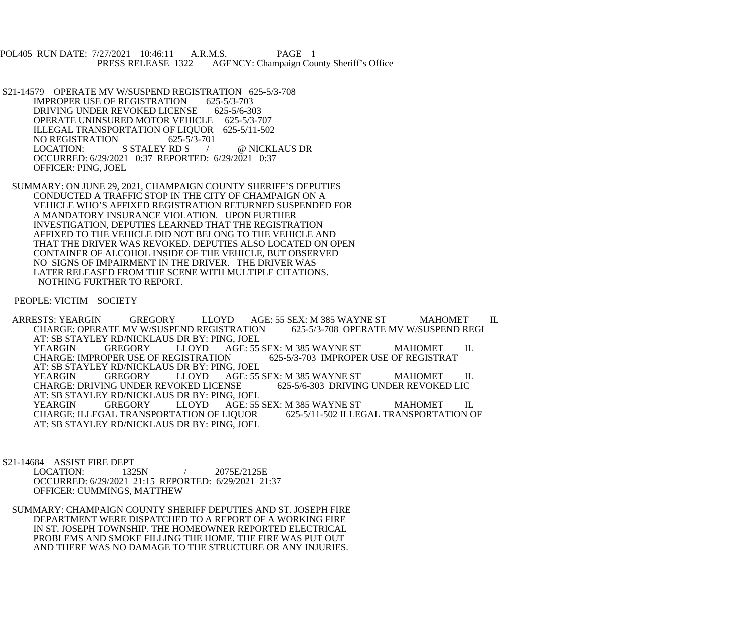POL405 RUN DATE: 7/27/2021 10:46:11 A.R.M.S. PAGE 1
PRESS RELEASE 1322 AGENCY: Champaign County Sheriff's Office

S21-14579 OPERATE MV W/SUSPEND REGISTRATION 625-5/3-708
IMPROPER USE OF REGISTRATION 625-5/3-703
DRIVING UNDER REVOKED LICENSE 625-5/6-303
OPERATE UNINSURED MOTOR VEHICLE 625-5/3-707
ILLEGAL TRANSPORTATION OF LIQUOR 625-5/11-502
NO REGISTRATION 625-5/3-701
LOCATION: S STALEY RD S / @ NICKLAUS DR
OCCURRED: 6/29/2021 0:37 REPORTED: 6/29/2021 0:37
OFFICER: PING, JOEL

SUMMARY: ON JUNE 29, 2021, CHAMPAIGN COUNTY SHERIFF'S DEPUTIES CONDUCTED A TRAFFIC STOP IN THE CITY OF CHAMPAIGN ON A VEHICLE WHO'S AFFIXED REGISTRATION RETURNED SUSPENDED FOR A MANDATORY INSURANCE VIOLATION. UPON FURTHER INVESTIGATION, DEPUTIES LEARNED THAT THE REGISTRATION AFFIXED TO THE VEHICLE DID NOT BELONG TO THE VEHICLE AND THAT THE DRIVER WAS REVOKED. DEPUTIES ALSO LOCATED ON OPEN CONTAINER OF ALCOHOL INSIDE OF THE VEHICLE, BUT OBSERVED NO SIGNS OF IMPAIRMENT IN THE DRIVER. THE DRIVER WAS LATER RELEASED FROM THE SCENE WITH MULTIPLE CITATIONS. NOTHING FURTHER TO REPORT.

PEOPLE: VICTIM SOCIETY

ARRESTS: YEARGIN GREGORY LLOYD AGE: 55 SEX: M 385 WAYNE ST MAHOMET IL
CHARGE: OPERATE MV W/SUSPEND REGISTRATION 625-5/3-708 OPERATE MV W/SUSPEND REGI
AT: SB STAYLEY RD/NICKLAUS DR BY: PING, JOEL
YEARGIN GREGORY LLOYD AGE: 55 SEX: M 385 WAYNE ST MAHOMET IL
CHARGE: IMPROPER USE OF REGISTRATION 625-5/3-703 IMPROPER USE OF REGISTRAT
AT: SB STAYLEY RD/NICKLAUS DR BY: PING, JOEL
YEARGIN GREGORY LLOYD AGE: 55 SEX: M 385 WAYNE ST MAHOMET IL
CHARGE: DRIVING UNDER REVOKED LICENSE 625-5/6-303 DRIVING UNDER REVOKED LIC
AT: SB STAYLEY RD/NICKLAUS DR BY: PING, JOEL
YEARGIN GREGORY LLOYD AGE: 55 SEX: M 385 WAYNE ST MAHOMET IL
CHARGE: ILLEGAL TRANSPORTATION OF LIQUOR 625-5/11-502 ILLEGAL TRANSPORTATION OF
AT: SB STAYLEY RD/NICKLAUS DR BY: PING, JOEL

S21-14684 ASSIST FIRE DEPT
LOCATION: 1325N / 2075E/2125E
OCCURRED: 6/29/2021 21:15 REPORTED: 6/29/2021 21:37
OFFICER: CUMMINGS, MATTHEW

SUMMARY: CHAMPAIGN COUNTY SHERIFF DEPUTIES AND ST. JOSEPH FIRE DEPARTMENT WERE DISPATCHED TO A REPORT OF A WORKING FIRE IN ST. JOSEPH TOWNSHIP. THE HOMEOWNER REPORTED ELECTRICAL PROBLEMS AND SMOKE FILLING THE HOME. THE FIRE WAS PUT OUT AND THERE WAS NO DAMAGE TO THE STRUCTURE OR ANY INJURIES.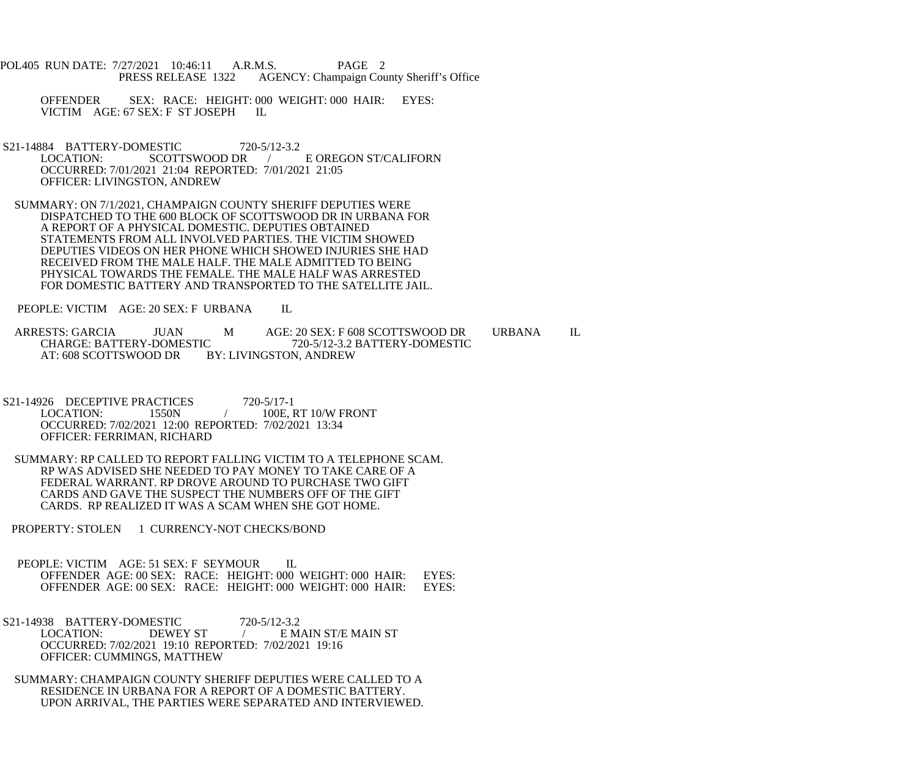OFFENDER SEX: RACE: HEIGHT: 000 WEIGHT: 000 HAIR: EYES:
VICTIM AGE: 67 SEX: F ST JOSEPH IL

S21-14884 BATTERY-DOMESTIC 720-5/12-3.2
LOCATION: SCOTTSWOOD DR / E OREGON ST/CALIFORN
OCCURRED: 7/01/2021 21:04 REPORTED: 7/01/2021 21:05
OFFICER: LIVINGSTON, ANDREW

SUMMARY: ON 7/1/2021, CHAMPAIGN COUNTY SHERIFF DEPUTIES WERE DISPATCHED TO THE 600 BLOCK OF SCOTTSWOOD DR IN URBANA FOR A REPORT OF A PHYSICAL DOMESTIC. DEPUTIES OBTAINED STATEMENTS FROM ALL INVOLVED PARTIES. THE VICTIM SHOWED DEPUTIES VIDEOS ON HER PHONE WHICH SHOWED INJURIES SHE HAD RECEIVED FROM THE MALE HALF. THE MALE ADMITTED TO BEING PHYSICAL TOWARDS THE FEMALE. THE MALE HALF WAS ARRESTED FOR DOMESTIC BATTERY AND TRANSPORTED TO THE SATELLITE JAIL.

PEOPLE: VICTIM AGE: 20 SEX: F URBANA IL

ARRESTS: GARCIA JUAN M AGE: 20 SEX: F 608 SCOTTSWOOD DR URBANA IL
CHARGE: BATTERY-DOMESTIC 720-5/12-3.2 BATTERY-DOMESTIC
AT: 608 SCOTTSWOOD DR BY: LIVINGSTON, ANDREW

S21-14926 DECEPTIVE PRACTICES 720-5/17-1
LOCATION: 1550N / 100E, RT 10/W FRONT
OCCURRED: 7/02/2021 12:00 REPORTED: 7/02/2021 13:34
OFFICER: FERRIMAN, RICHARD

SUMMARY: RP CALLED TO REPORT FALLING VICTIM TO A TELEPHONE SCAM. RP WAS ADVISED SHE NEEDED TO PAY MONEY TO TAKE CARE OF A FEDERAL WARRANT. RP DROVE AROUND TO PURCHASE TWO GIFT CARDS AND GAVE THE SUSPECT THE NUMBERS OFF OF THE GIFT CARDS. RP REALIZED IT WAS A SCAM WHEN SHE GOT HOME.

PROPERTY: STOLEN 1 CURRENCY-NOT CHECKS/BOND

PEOPLE: VICTIM AGE: 51 SEX: F SEYMOUR IL
OFFENDER AGE: 00 SEX: RACE: HEIGHT: 000 WEIGHT: 000 HAIR: EYES:
OFFENDER AGE: 00 SEX: RACE: HEIGHT: 000 WEIGHT: 000 HAIR: EYES:

S21-14938 BATTERY-DOMESTIC 720-5/12-3.2
LOCATION: DEWEY ST / E MAIN ST/E MAIN ST
OCCURRED: 7/02/2021 19:10 REPORTED: 7/02/2021 19:16
OFFICER: CUMMINGS, MATTHEW

SUMMARY: CHAMPAIGN COUNTY SHERIFF DEPUTIES WERE CALLED TO A RESIDENCE IN URBANA FOR A REPORT OF A DOMESTIC BATTERY. UPON ARRIVAL, THE PARTIES WERE SEPARATED AND INTERVIEWED.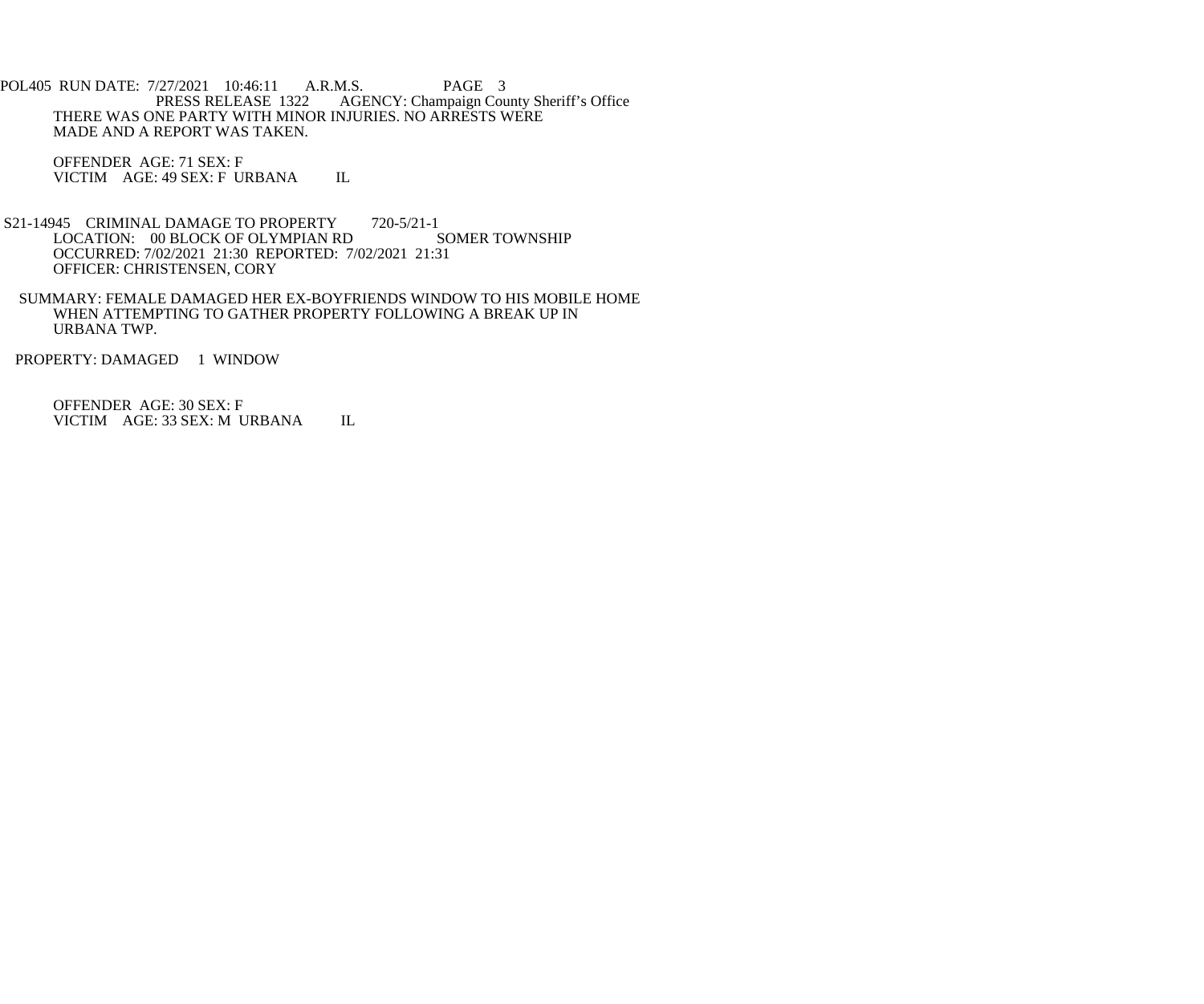THERE WAS ONE PARTY WITH MINOR INJURIES. NO ARRESTS WERE MADE AND A REPORT WAS TAKEN.

OFFENDER AGE: 71 SEX: F
VICTIM AGE: 49 SEX: F URBANA IL

S21-14945 CRIMINAL DAMAGE TO PROPERTY 720-5/21-1
LOCATION: 00 BLOCK OF OLYMPIAN RD SOMER TOWNSHIP
OCCURRED: 7/02/2021 21:30 REPORTED: 7/02/2021 21:31
OFFICER: CHRISTENSEN, CORY

SUMMARY: FEMALE DAMAGED HER EX-BOYFRIENDS WINDOW TO HIS MOBILE HOME WHEN ATTEMPTING TO GATHER PROPERTY FOLLOWING A BREAK UP IN URBANA TWP.

PROPERTY: DAMAGED 1 WINDOW

OFFENDER AGE: 30 SEX: F
VICTIM AGE: 33 SEX: M URBANA IL